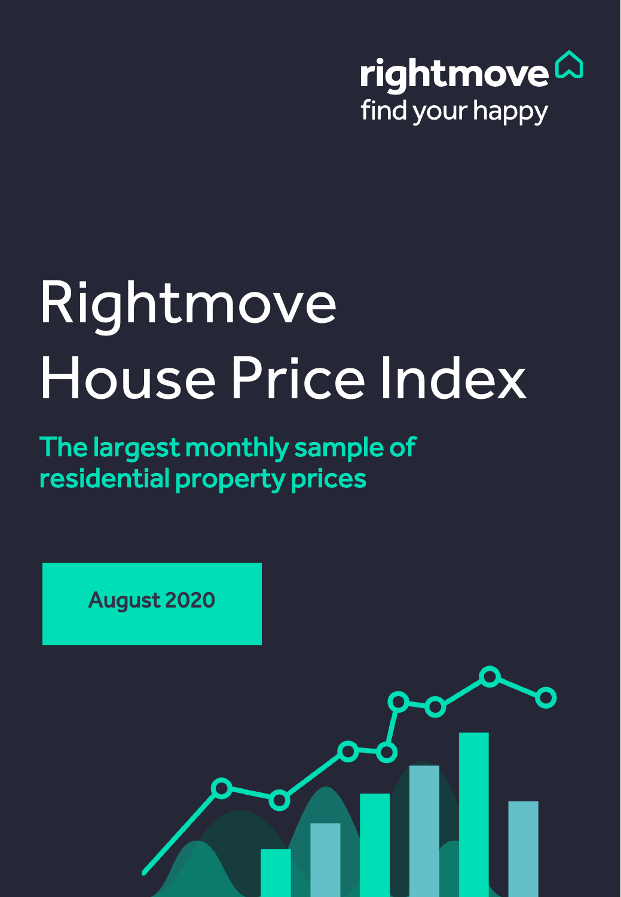rightmove
find your happy

# Rightmove House Price Index

## The largest monthly sample of residential property prices

**August 2020**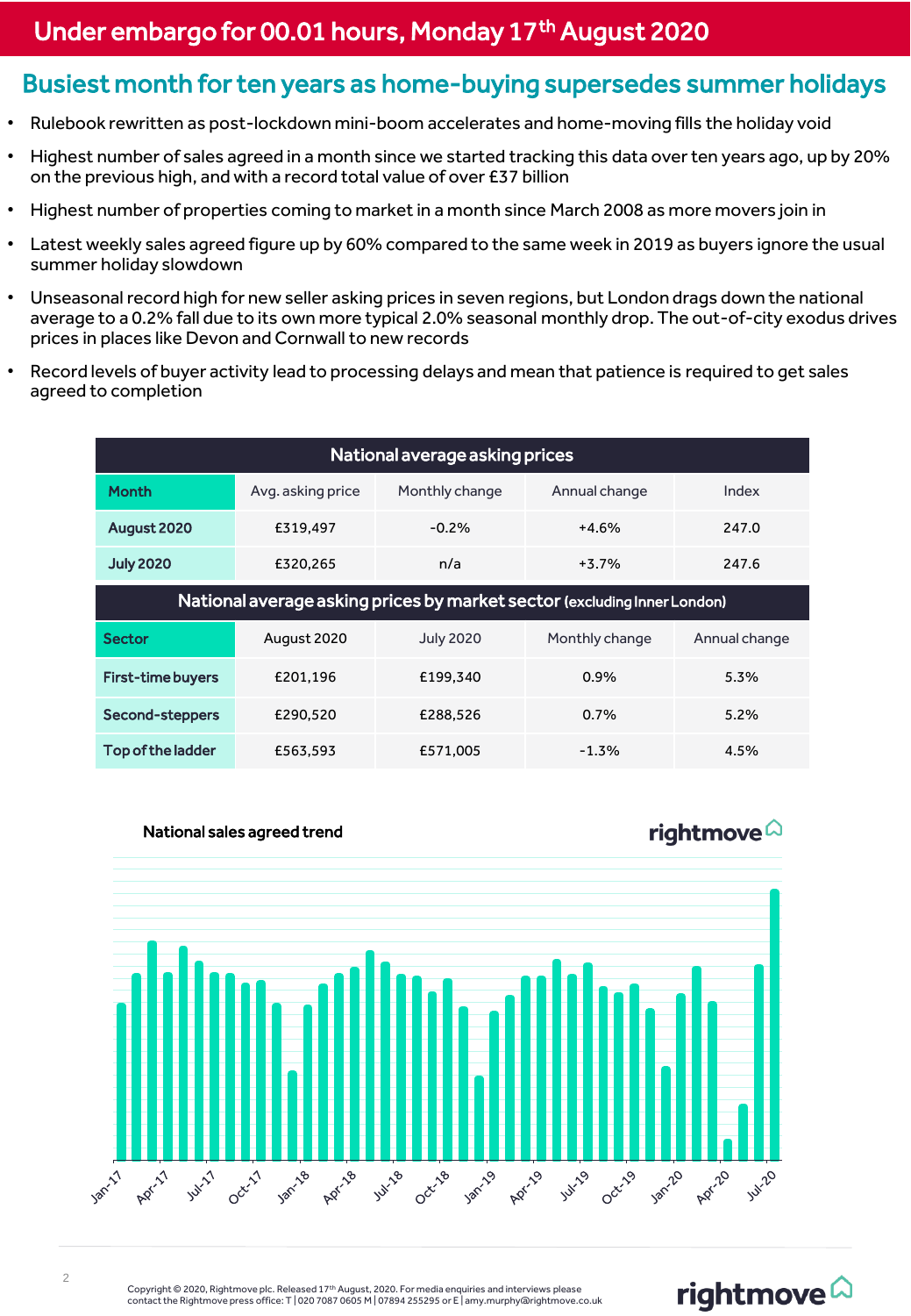Under embargo for 00.01 hours, Monday 17th August 2020

# Busiest month for ten years as home-buying supersedes summer holidays

- Rulebook rewritten as post-lockdown mini-boom accelerates and home-moving fills the holiday void
- Highest number of sales agreed in a month since we started tracking this data over ten years ago, up by 20% on the previous high, and with a record total value of over £37 billion
- Highest number of properties coming to market in a month since March 2008 as more movers join in
- Latest weekly sales agreed figure up by 60% compared to the same week in 2019 as buyers ignore the usual summer holiday slowdown
- Unseasonal record high for new seller asking prices in seven regions, but London drags down the national average to a 0.2% fall due to its own more typical 2.0% seasonal monthly drop. The out-of-city exodus drives prices in places like Devon and Cornwall to new records
- Record levels of buyer activity lead to processing delays and mean that patience is required to get sales agreed to completion

**National average asking prices**

| Month | Avg. asking price | Monthly change | Annual change | Index |
|---|---|---|---|---|
| August 2020 | £319,497 | -0.2% | +4.6% | 247.0 |
| July 2020 | £320,265 | n/a | +3.7% | 247.6 |

**National average asking prices by market sector (excluding Inner London)**

| Sector | August 2020 | July 2020 | Monthly change | Annual change |
|---|---|---|---|---|
| First-time buyers | £201,196 | £199,340 | 0.9% | 5.3% |
| Second-steppers | £290,520 | £288,526 | 0.7% | 5.2% |
| Top of the ladder | £563,593 | £571,005 | -1.3% | 4.5% |

National sales agreed trend

Copyright © 2020, Rightmove plc. Released 17th August, 2020. For media enquiries and interviews please contact the Rightmove press office: T | 020 7087 0605 M | 07894 255295 or E | amy.murphy@rightmove.co.uk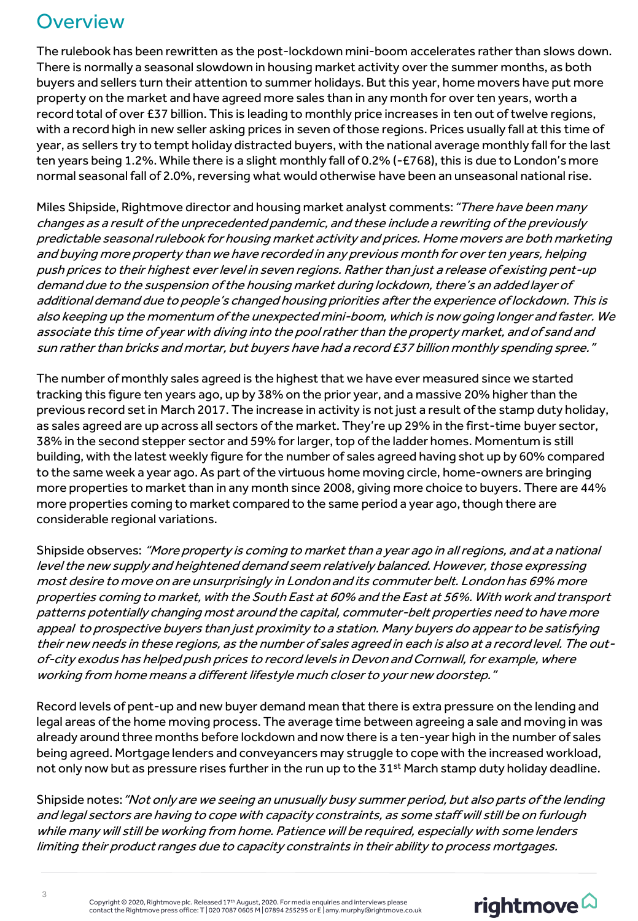# Overview

The rulebook has been rewritten as the post-lockdown mini-boom accelerates rather than slows down. There is normally a seasonal slowdown in housing market activity over the summer months, as both buyers and sellers turn their attention to summer holidays. But this year, home movers have put more property on the market and have agreed more sales than in any month for over ten years, worth a record total of over £37 billion. This is leading to monthly price increases in ten out of twelve regions, with a record high in new seller asking prices in seven of those regions. Prices usually fall at this time of year, as sellers try to tempt holiday distracted buyers, with the national average monthly fall for the last ten years being 1.2%. While there is a slight monthly fall of 0.2% (-£768), this is due to London's more normal seasonal fall of 2.0%, reversing what would otherwise have been an unseasonal national rise.

Miles Shipside, Rightmove director and housing market analyst comments: *"There have been many changes as a result of the unprecedented pandemic, and these include a rewriting of the previously predictable seasonal rulebook for housing market activity and prices. Home movers are both marketing and buying more property than we have recorded in any previous month for over ten years, helping push prices to their highest ever level in seven regions. Rather than just a release of existing pent-up demand due to the suspension of the housing market during lockdown, there's an added layer of additional demand due to people's changed housing priorities after the experience of lockdown. This is also keeping up the momentum of the unexpected mini-boom, which is now going longer and faster. We associate this time of year with diving into the pool rather than the property market, and of sand and sun rather than bricks and mortar, but buyers have had a record £37 billion monthly spending spree."*

The number of monthly sales agreed is the highest that we have ever measured since we started tracking this figure ten years ago, up by 38% on the prior year, and a massive 20% higher than the previous record set in March 2017. The increase in activity is not just a result of the stamp duty holiday, as sales agreed are up across all sectors of the market. They're up 29% in the first-time buyer sector, 38% in the second stepper sector and 59% for larger, top of the ladder homes. Momentum is still building, with the latest weekly figure for the number of sales agreed having shot up by 60% compared to the same week a year ago. As part of the virtuous home moving circle, home-owners are bringing more properties to market than in any month since 2008, giving more choice to buyers. There are 44% more properties coming to market compared to the same period a year ago, though there are considerable regional variations.

Shipside observes: *"More property is coming to market than a year ago in all regions, and at a national level the new supply and heightened demand seem relatively balanced. However, those expressing most desire to move on are unsurprisingly in London and its commuter belt. London has 69% more properties coming to market, with the South East at 60% and the East at 56%. With work and transport patterns potentially changing most around the capital, commuter-belt properties need to have more appeal to prospective buyers than just proximity to a station. Many buyers do appear to be satisfying their new needs in these regions, as the number of sales agreed in each is also at a record level. The out-of-city exodus has helped push prices to record levels in Devon and Cornwall, for example, where working from home means a different lifestyle much closer to your new doorstep."*

Record levels of pent-up and new buyer demand mean that there is extra pressure on the lending and legal areas of the home moving process. The average time between agreeing a sale and moving in was already around three months before lockdown and now there is a ten-year high in the number of sales being agreed. Mortgage lenders and conveyancers may struggle to cope with the increased workload, not only now but as pressure rises further in the run up to the 31st March stamp duty holiday deadline.

Shipside notes: *"Not only are we seeing an unusually busy summer period, but also parts of the lending and legal sectors are having to cope with capacity constraints, as some staff will still be on furlough while many will still be working from home. Patience will be required, especially with some lenders limiting their product ranges due to capacity constraints in their ability to process mortgages.*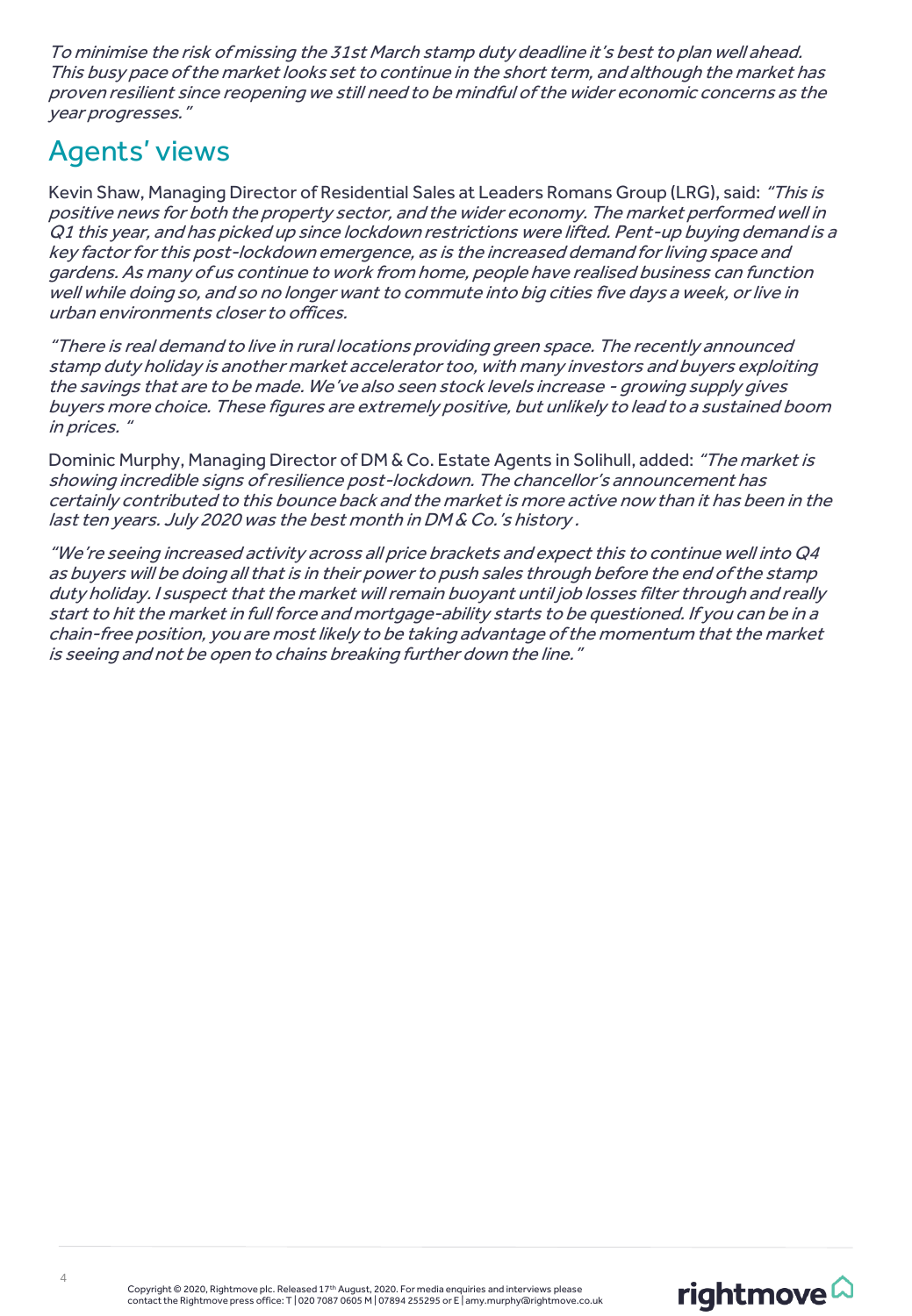*To minimise the risk of missing the 31st March stamp duty deadline it's best to plan well ahead. This busy pace of the market looks set to continue in the short term, and although the market has proven resilient since reopening we still need to be mindful of the wider economic concerns as the year progresses."*

## Agents' views

Kevin Shaw, Managing Director of Residential Sales at Leaders Romans Group (LRG), said: *"This is positive news for both the property sector, and the wider economy. The market performed well in Q1 this year, and has picked up since lockdown restrictions were lifted. Pent-up buying demand is a key factor for this post-lockdown emergence, as is the increased demand for living space and gardens. As many of us continue to work from home, people have realised business can function well while doing so, and so no longer want to commute into big cities five days a week, or live in urban environments closer to offices.*

*"There is real demand to live in rural locations providing green space. The recently announced stamp duty holiday is another market accelerator too, with many investors and buyers exploiting the savings that are to be made. We've also seen stock levels increase - growing supply gives buyers more choice. These figures are extremely positive, but unlikely to lead to a sustained boom in prices. "*

Dominic Murphy, Managing Director of DM & Co. Estate Agents in Solihull, added: *"The market is showing incredible signs of resilience post-lockdown. The chancellor's announcement has certainly contributed to this bounce back and the market is more active now than it has been in the last ten years. July 2020 was the best month in DM & Co.'s history .*

*"We're seeing increased activity across all price brackets and expect this to continue well into Q4 as buyers will be doing all that is in their power to push sales through before the end of the stamp duty holiday. I suspect that the market will remain buoyant until job losses filter through and really start to hit the market in full force and mortgage-ability starts to be questioned. If you can be in a chain-free position, you are most likely to be taking advantage of the momentum that the market is seeing and not be open to chains breaking further down the line."*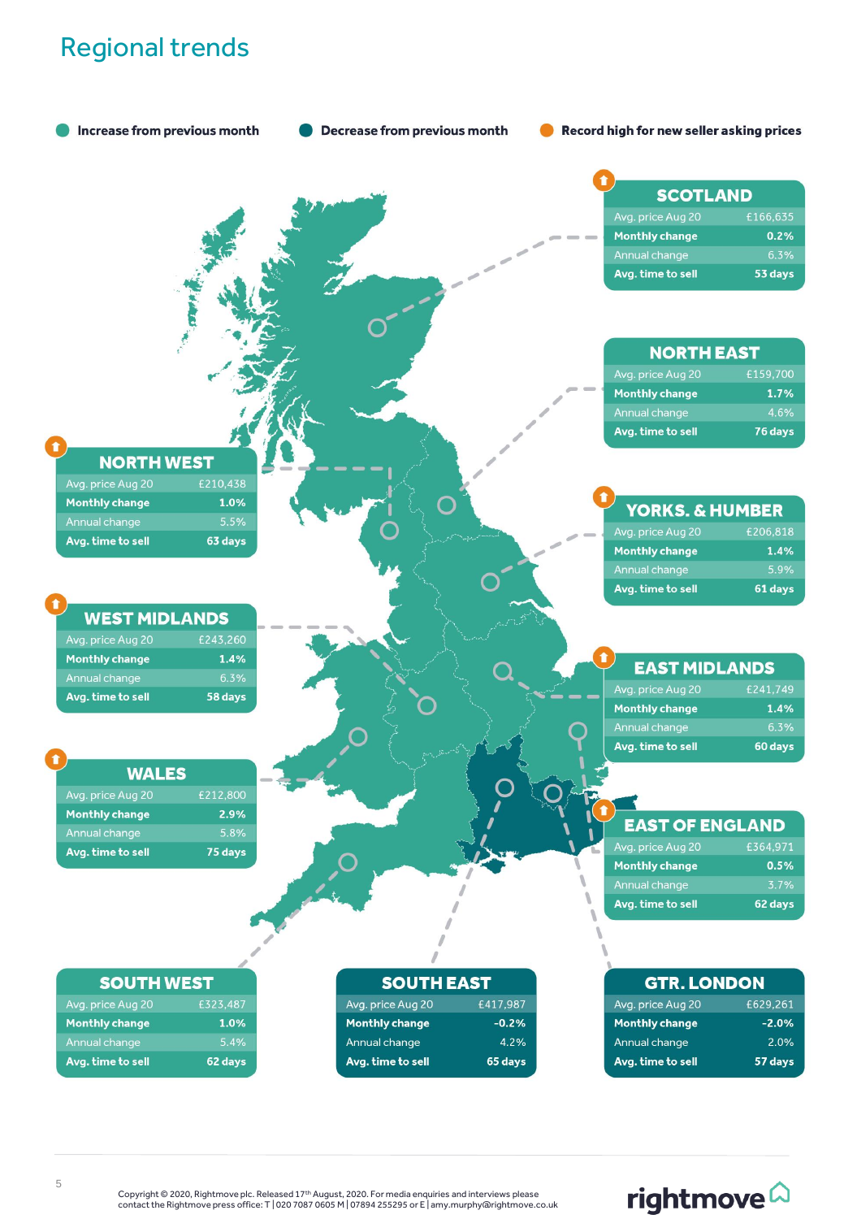# Regional trends

- Increase from previous month
- Decrease from previous month
- Record high for new seller asking prices

## SCOTLAND

| | |
|---|---|
| Avg. price Aug 20 | £166,635 |
| **Monthly change** | **0.2%** |
| Annual change | 6.3% |
| **Avg. time to sell** | **53 days** |

## NORTH EAST

| | |
|---|---|
| Avg. price Aug 20 | £159,700 |
| **Monthly change** | **1.7%** |
| Annual change | 4.6% |
| **Avg. time to sell** | **76 days** |

## NORTH WEST

| | |
|---|---|
| Avg. price Aug 20 | £210,438 |
| **Monthly change** | **1.0%** |
| Annual change | 5.5% |
| **Avg. time to sell** | **63 days** |

## YORKS. & HUMBER

| | |
|---|---|
| Avg. price Aug 20 | £206,818 |
| **Monthly change** | **1.4%** |
| Annual change | 5.9% |
| **Avg. time to sell** | **61 days** |

## WEST MIDLANDS

| | |
|---|---|
| Avg. price Aug 20 | £243,260 |
| **Monthly change** | **1.4%** |
| Annual change | 6.3% |
| **Avg. time to sell** | **58 days** |

## EAST MIDLANDS

| | |
|---|---|
| Avg. price Aug 20 | £241,749 |
| **Monthly change** | **1.4%** |
| Annual change | 6.3% |
| **Avg. time to sell** | **60 days** |

## WALES

| | |
|---|---|
| Avg. price Aug 20 | £212,800 |
| **Monthly change** | **2.9%** |
| Annual change | 5.8% |
| **Avg. time to sell** | **75 days** |

## EAST OF ENGLAND

| | |
|---|---|
| Avg. price Aug 20 | £364,971 |
| **Monthly change** | **0.5%** |
| Annual change | 3.7% |
| **Avg. time to sell** | **62 days** |

## SOUTH WEST

| | |
|---|---|
| Avg. price Aug 20 | £323,487 |
| **Monthly change** | **1.0%** |
| Annual change | 5.4% |
| **Avg. time to sell** | **62 days** |

## SOUTH EAST

| | |
|---|---|
| Avg. price Aug 20 | £417,987 |
| **Monthly change** | **-0.2%** |
| Annual change | 4.2% |
| **Avg. time to sell** | **65 days** |

## GTR. LONDON

| | |
|---|---|
| Avg. price Aug 20 | £629,261 |
| **Monthly change** | **-2.0%** |
| Annual change | 2.0% |
| **Avg. time to sell** | **57 days** |

Copyright © 2020, Rightmove plc. Released 17th August, 2020. For media enquiries and interviews please contact the Rightmove press office: T | 020 7087 0605 M | 07894 255295 or E | amy.murphy@rightmove.co.uk

rightmove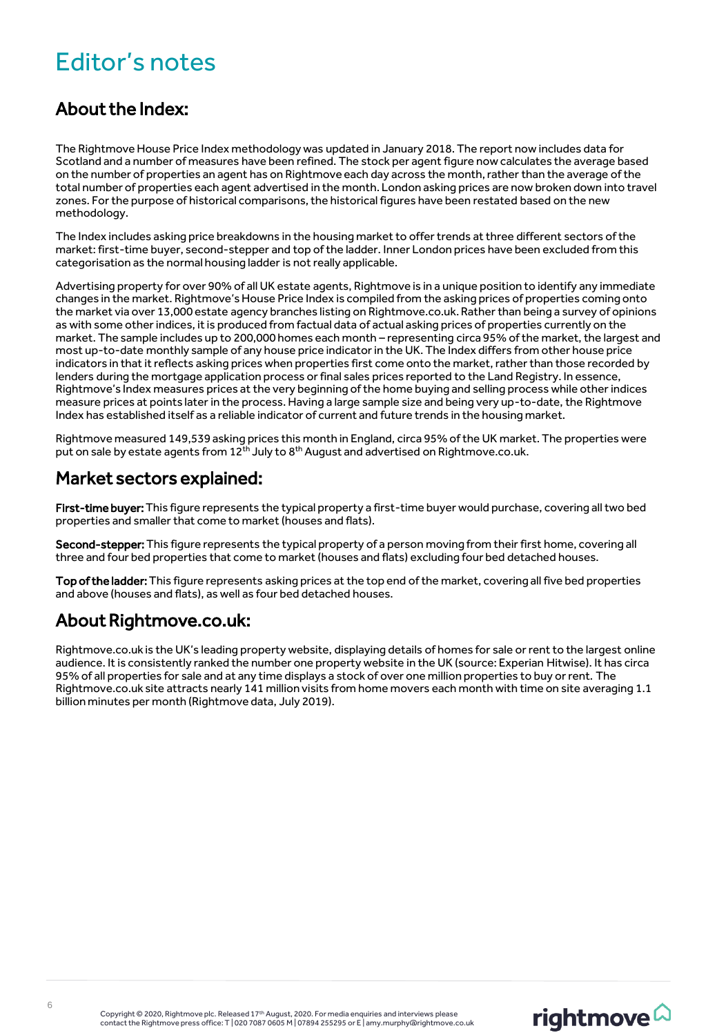# Editor's notes

## About the Index:

The Rightmove House Price Index methodology was updated in January 2018. The report now includes data for Scotland and a number of measures have been refined. The stock per agent figure now calculates the average based on the number of properties an agent has on Rightmove each day across the month, rather than the average of the total number of properties each agent advertised in the month. London asking prices are now broken down into travel zones. For the purpose of historical comparisons, the historical figures have been restated based on the new methodology.

The Index includes asking price breakdowns in the housing market to offer trends at three different sectors of the market: first-time buyer, second-stepper and top of the ladder. Inner London prices have been excluded from this categorisation as the normal housing ladder is not really applicable.

Advertising property for over 90% of all UK estate agents, Rightmove is in a unique position to identify any immediate changes in the market. Rightmove's House Price Index is compiled from the asking prices of properties coming onto the market via over 13,000 estate agency branches listing on Rightmove.co.uk. Rather than being a survey of opinions as with some other indices, it is produced from factual data of actual asking prices of properties currently on the market. The sample includes up to 200,000 homes each month – representing circa 95% of the market, the largest and most up-to-date monthly sample of any house price indicator in the UK. The Index differs from other house price indicators in that it reflects asking prices when properties first come onto the market, rather than those recorded by lenders during the mortgage application process or final sales prices reported to the Land Registry. In essence, Rightmove's Index measures prices at the very beginning of the home buying and selling process while other indices measure prices at points later in the process. Having a large sample size and being very up-to-date, the Rightmove Index has established itself as a reliable indicator of current and future trends in the housing market.

Rightmove measured 149,539 asking prices this month in England, circa 95% of the UK market. The properties were put on sale by estate agents from 12th July to 8th August and advertised on Rightmove.co.uk.

## Market sectors explained:

**First-time buyer:** This figure represents the typical property a first-time buyer would purchase, covering all two bed properties and smaller that come to market (houses and flats).

**Second-stepper:** This figure represents the typical property of a person moving from their first home, covering all three and four bed properties that come to market (houses and flats) excluding four bed detached houses.

**Top of the ladder:** This figure represents asking prices at the top end of the market, covering all five bed properties and above (houses and flats), as well as four bed detached houses.

## About Rightmove.co.uk:

Rightmove.co.uk is the UK's leading property website, displaying details of homes for sale or rent to the largest online audience. It is consistently ranked the number one property website in the UK (source: Experian Hitwise). It has circa 95% of all properties for sale and at any time displays a stock of over one million properties to buy or rent. The Rightmove.co.uk site attracts nearly 141 million visits from home movers each month with time on site averaging 1.1 billion minutes per month (Rightmove data, July 2019).